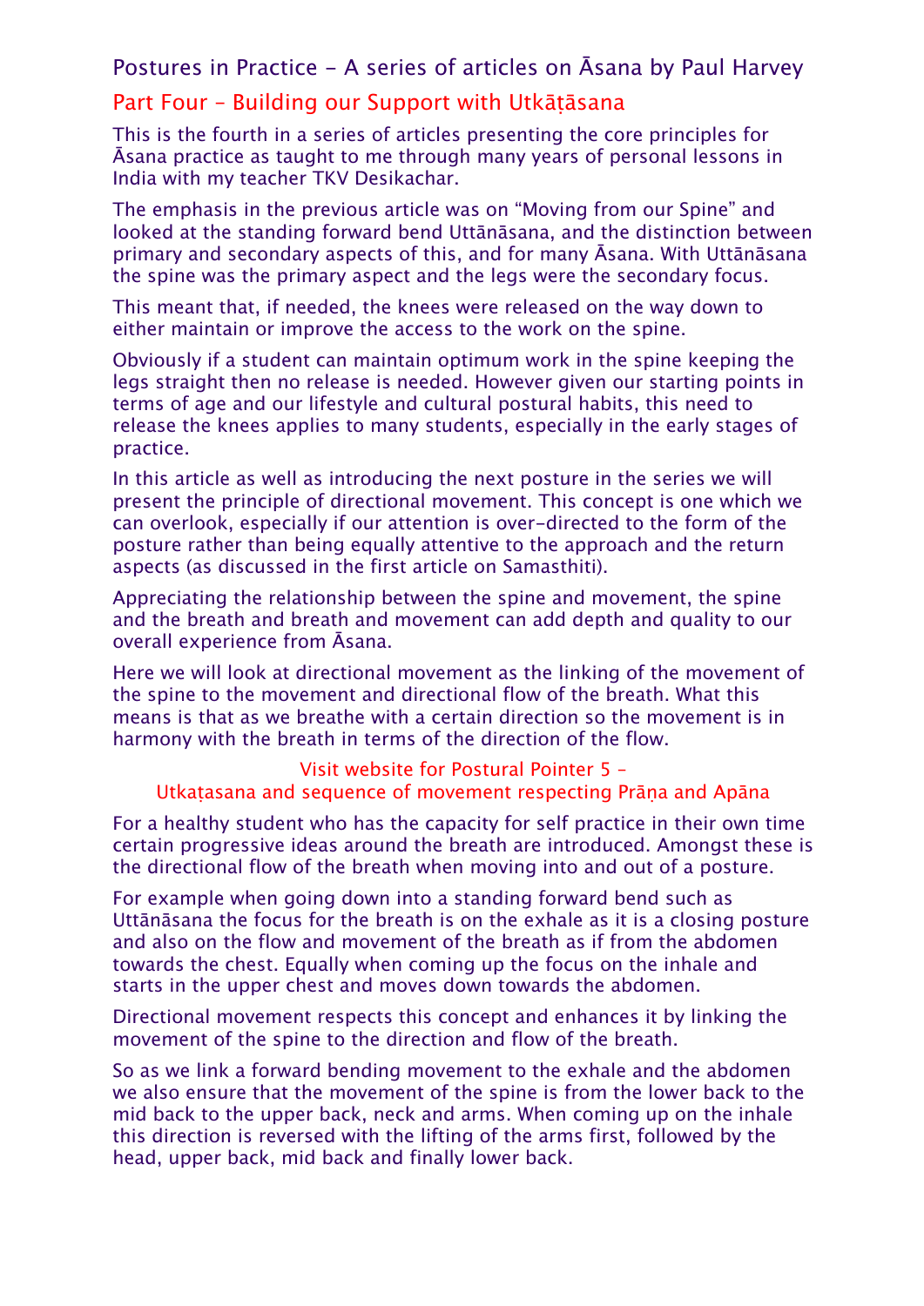# Postures in Practice – A series of articles on Āsana by Paul Harvey

## Part Four – Building our Support with Utkāṭāsana

This is the fourth in a series of articles presenting the core principles for Āsana practice as taught to me through many years of personal lessons in India with my teacher TKV Desikachar.

The emphasis in the previous article was on “Moving from our Spine” and looked at the standing forward bend Uttānāsana, and the distinction between primary and secondary aspects of this, and for many Āsana. With Uttānāsana the spine was the primary aspect and the legs were the secondary focus.

This meant that, if needed, the knees were released on the way down to either maintain or improve the access to the work on the spine.

Obviously if a student can maintain optimum work in the spine keeping the legs straight then no release is needed. However given our starting points in terms of age and our lifestyle and cultural postural habits, this need to release the knees applies to many students, especially in the early stages of practice.

In this article as well as introducing the next posture in the series we will present the principle of directional movement. This concept is one which we can overlook, especially if our attention is over-directed to the form of the posture rather than being equally attentive to the approach and the return aspects (as discussed in the first article on Samasthiti).

Appreciating the relationship between the spine and movement, the spine and the breath and breath and movement can add depth and quality to our overall experience from Āsana.

Here we will look at directional movement as the linking of the movement of the spine to the movement and directional flow of the breath. What this means is that as we breathe with a certain direction so the movement is in harmony with the breath in terms of the direction of the flow.

Visit website for Postural Pointer 5 –
Utkaṭasana and sequence of movement respecting Prāṇa and Apāna

For a healthy student who has the capacity for self practice in their own time certain progressive ideas around the breath are introduced. Amongst these is the directional flow of the breath when moving into and out of a posture.

For example when going down into a standing forward bend such as Uttānāsana the focus for the breath is on the exhale as it is a closing posture and also on the flow and movement of the breath as if from the abdomen towards the chest. Equally when coming up the focus on the inhale and starts in the upper chest and moves down towards the abdomen.

Directional movement respects this concept and enhances it by linking the movement of the spine to the direction and flow of the breath.

So as we link a forward bending movement to the exhale and the abdomen we also ensure that the movement of the spine is from the lower back to the mid back to the upper back, neck and arms. When coming up on the inhale this direction is reversed with the lifting of the arms first, followed by the head, upper back, mid back and finally lower back.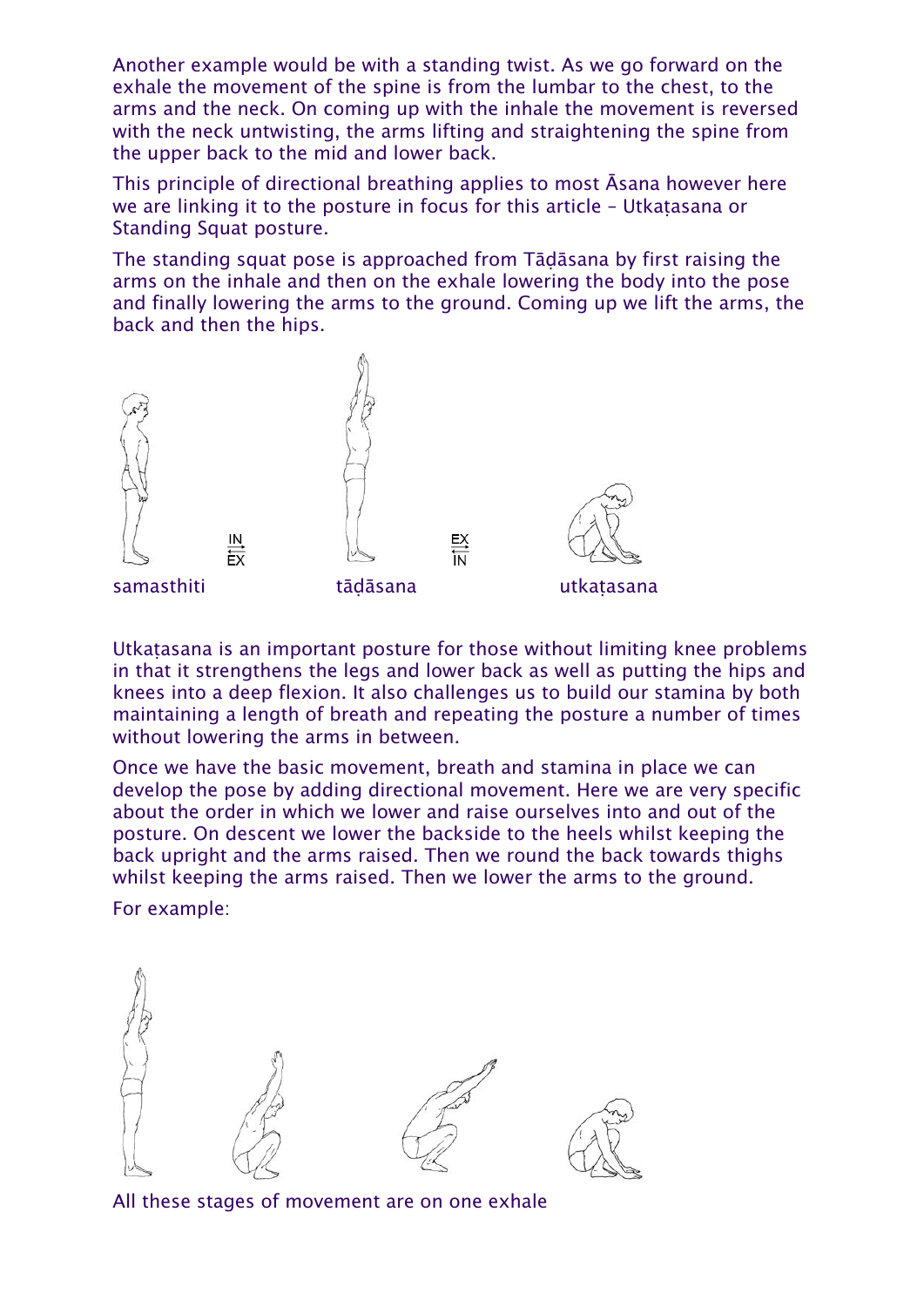Another example would be with a standing twist. As we go forward on the exhale the movement of the spine is from the lumbar to the chest, to the arms and the neck. On coming up with the inhale the movement is reversed with the neck untwisting, the arms lifting and straightening the spine from the upper back to the mid and lower back.

This principle of directional breathing applies to most Āsana however here we are linking it to the posture in focus for this article – Utkaṭasana or Standing Squat posture.

The standing squat pose is approached from Tāḍāsana by first raising the arms on the inhale and then on the exhale lowering the body into the pose and finally lowering the arms to the ground. Coming up we lift the arms, the back and then the hips.

IN / EX

EX / IN

samasthiti

tāḍāsana

utkaṭasana

Utkaṭasana is an important posture for those without limiting knee problems in that it strengthens the legs and lower back as well as putting the hips and knees into a deep flexion. It also challenges us to build our stamina by both maintaining a length of breath and repeating the posture a number of times without lowering the arms in between.

Once we have the basic movement, breath and stamina in place we can develop the pose by adding directional movement. Here we are very specific about the order in which we lower and raise ourselves into and out of the posture. On descent we lower the backside to the heels whilst keeping the back upright and the arms raised. Then we round the back towards thighs whilst keeping the arms raised. Then we lower the arms to the ground.

For example:

All these stages of movement are on one exhale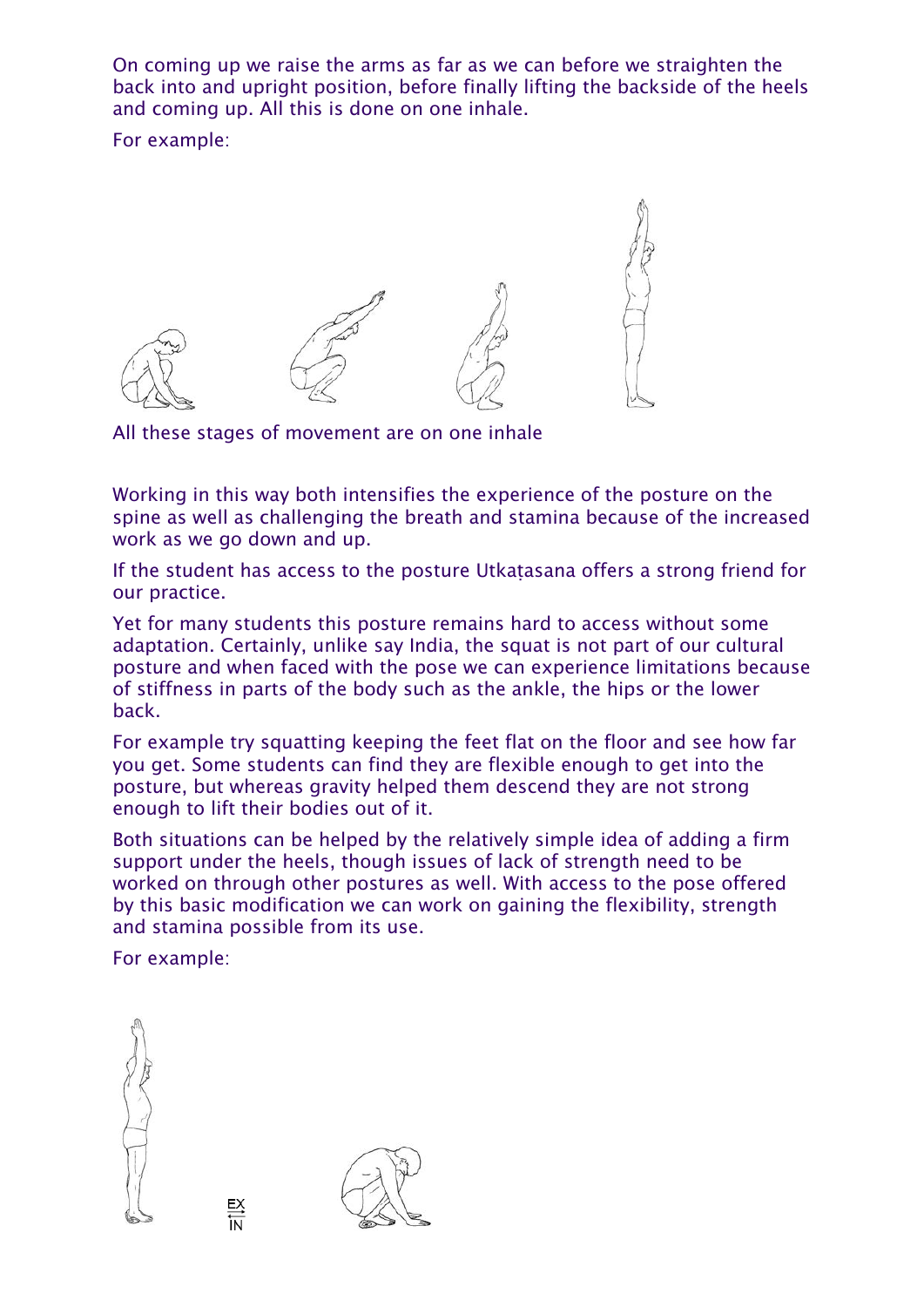On coming up we raise the arms as far as we can before we straighten the back into and upright position, before finally lifting the backside of the heels and coming up. All this is done on one inhale.

For example:

All these stages of movement are on one inhale

Working in this way both intensifies the experience of the posture on the spine as well as challenging the breath and stamina because of the increased work as we go down and up.

If the student has access to the posture Utkaṭasana offers a strong friend for our practice.

Yet for many students this posture remains hard to access without some adaptation. Certainly, unlike say India, the squat is not part of our cultural posture and when faced with the pose we can experience limitations because of stiffness in parts of the body such as the ankle, the hips or the lower back.

For example try squatting keeping the feet flat on the floor and see how far you get. Some students can find they are flexible enough to get into the posture, but whereas gravity helped them descend they are not strong enough to lift their bodies out of it.

Both situations can be helped by the relatively simple idea of adding a firm support under the heels, though issues of lack of strength need to be worked on through other postures as well. With access to the pose offered by this basic modification we can work on gaining the flexibility, strength and stamina possible from its use.

For example:

EX
IN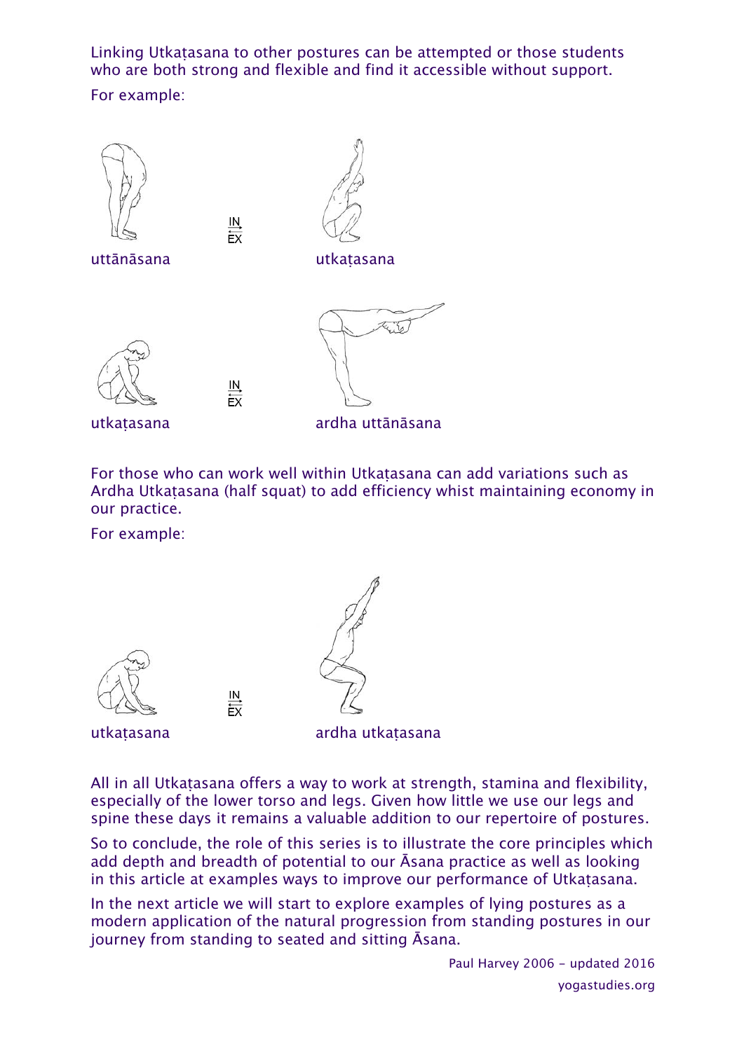Linking Utkaṭasana to other postures can be attempted or those students who are both strong and flexible and find it accessible without support.

For example:

uttānāsana IN EX utkaṭasana

utkaṭasana IN EX ardha uttānāsana

For those who can work well within Utkaṭasana can add variations such as Ardha Utkaṭasana (half squat) to add efficiency whist maintaining economy in our practice.

For example:

utkaṭasana IN EX ardha utkaṭasana

All in all Utkaṭasana offers a way to work at strength, stamina and flexibility, especially of the lower torso and legs. Given how little we use our legs and spine these days it remains a valuable addition to our repertoire of postures.

So to conclude, the role of this series is to illustrate the core principles which add depth and breadth of potential to our Āsana practice as well as looking in this article at examples ways to improve our performance of Utkaṭasana.

In the next article we will start to explore examples of lying postures as a modern application of the natural progression from standing postures in our journey from standing to seated and sitting Āsana.

Paul Harvey 2006 – updated 2016

yogastudies.org